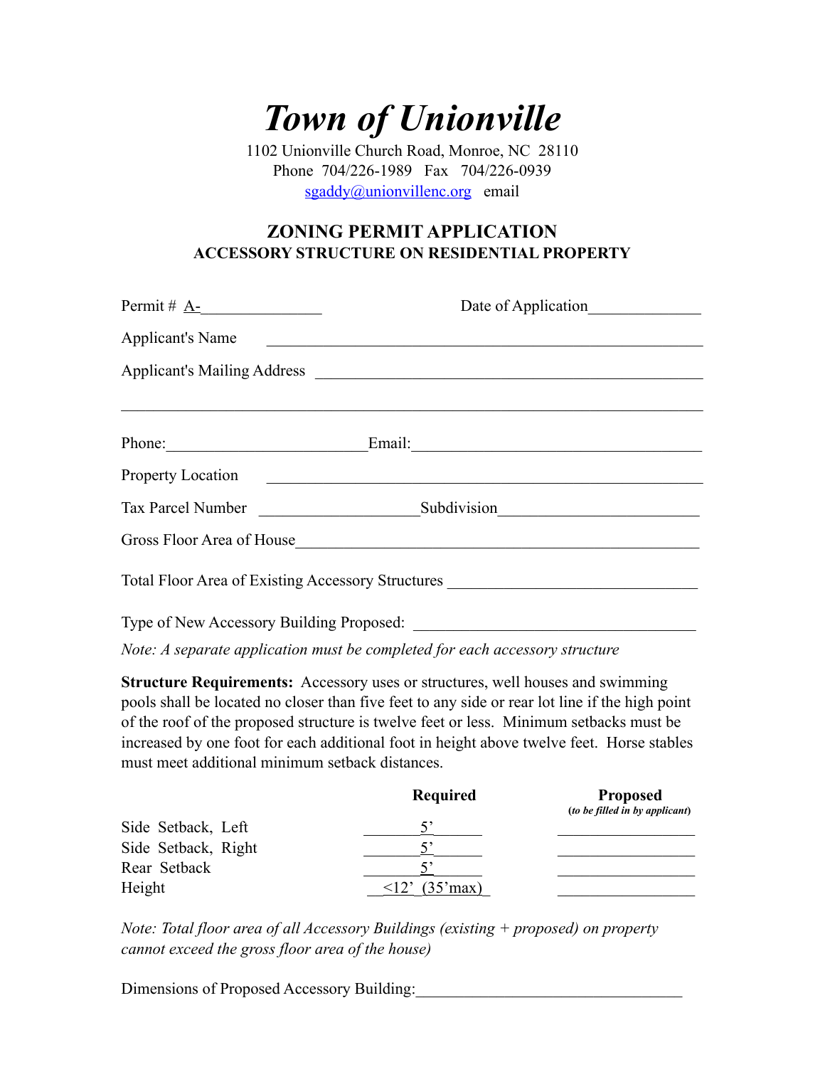# *Town of Unionville*

1102 Unionville Church Road, Monroe, NC 28110
Phone 704/226-1989 Fax 704/226-0939
sgaddy@unionvillenc.org email

## ZONING PERMIT APPLICATION
### ACCESSORY STRUCTURE ON RESIDENTIAL PROPERTY

Permit # A-_______________ Date of Application_____________

Applicant's Name _______________________________________________________

Applicant's Mailing Address ______________________________________________

_______________________________________________________________________

Phone:________________________ Email:____________________________________

Property Location _______________________________________________________

Tax Parcel Number ___________________ Subdivision________________________

Gross Floor Area of House_________________________________________________

Total Floor Area of Existing Accessory Structures _____________________________

Type of New Accessory Building Proposed: __________________________________

*Note: A separate application must be completed for each accessory structure*

**Structure Requirements:** Accessory uses or structures, well houses and swimming pools shall be located no closer than five feet to any side or rear lot line if the high point of the roof of the proposed structure is twelve feet or less. Minimum setbacks must be increased by one foot for each additional foot in height above twelve feet. Horse stables must meet additional minimum setback distances.

| | Required | Proposed (*to be filled in by applicant*) |
|---|---|---|
| Side Setback, Left | 5’ | |
| Side Setback, Right | 5’ | |
| Rear Setback | 5’ | |
| Height | <12’ (35’max) | |

*Note: Total floor area of all Accessory Buildings (existing + proposed) on property cannot exceed the gross floor area of the house)*

Dimensions of Proposed Accessory Building:________________________________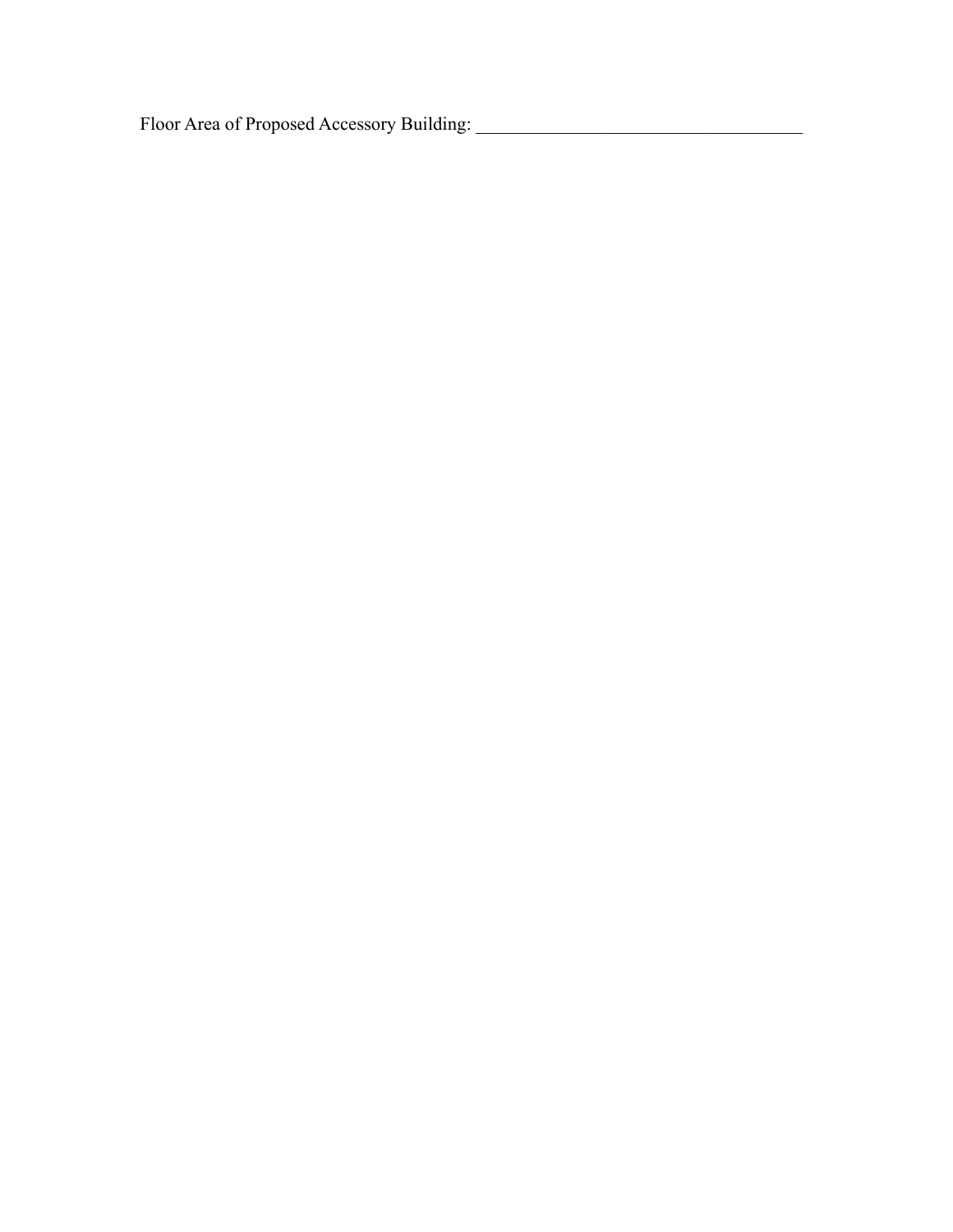Floor Area of Proposed Accessory Building: ___________________________________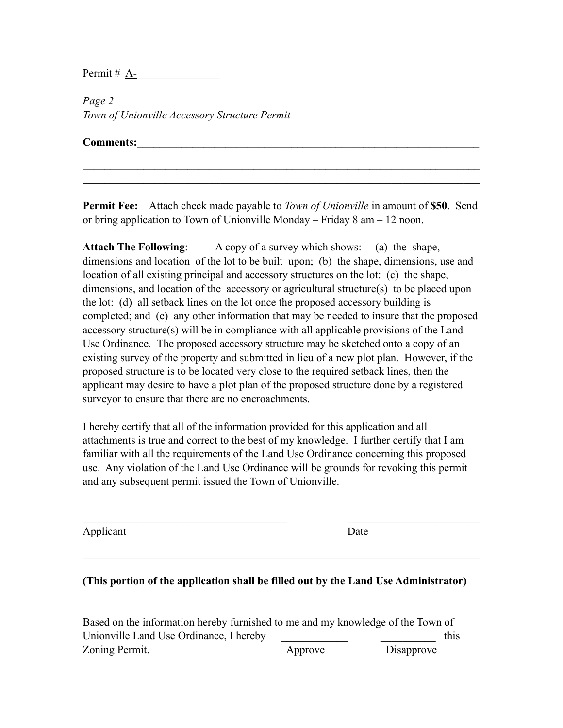Permit # A-_______________

*Page 2*
*Town of Unionville Accessory Structure Permit*

**Comments:**___________________________________________________________________

_____________________________________________________________________________

_____________________________________________________________________________

**Permit Fee:** Attach check made payable to *Town of Unionville* in amount of **$50**. Send or bring application to Town of Unionville Monday – Friday 8 am – 12 noon.

**Attach The Following**: A copy of a survey which shows: (a) the shape, dimensions and location of the lot to be built upon; (b) the shape, dimensions, use and location of all existing principal and accessory structures on the lot: (c) the shape, dimensions, and location of the accessory or agricultural structure(s) to be placed upon the lot: (d) all setback lines on the lot once the proposed accessory building is completed; and (e) any other information that may be needed to insure that the proposed accessory structure(s) will be in compliance with all applicable provisions of the Land Use Ordinance. The proposed accessory structure may be sketched onto a copy of an existing survey of the property and submitted in lieu of a new plot plan. However, if the proposed structure is to be located very close to the required setback lines, then the applicant may desire to have a plot plan of the proposed structure done by a registered surveyor to ensure that there are no encroachments.

I hereby certify that all of the information provided for this application and all attachments is true and correct to the best of my knowledge. I further certify that I am familiar with all the requirements of the Land Use Ordinance concerning this proposed use. Any violation of the Land Use Ordinance will be grounds for revoking this permit and any subsequent permit issued the Town of Unionville.

_____________________________________ _________________________
Applicant Date

_____________________________________________________________________________

**(This portion of the application shall be filled out by the Land Use Administrator)**

Based on the information hereby furnished to me and my knowledge of the Town of Unionville Land Use Ordinance, I hereby ____________ Approve __________ Disapprove this Zoning Permit.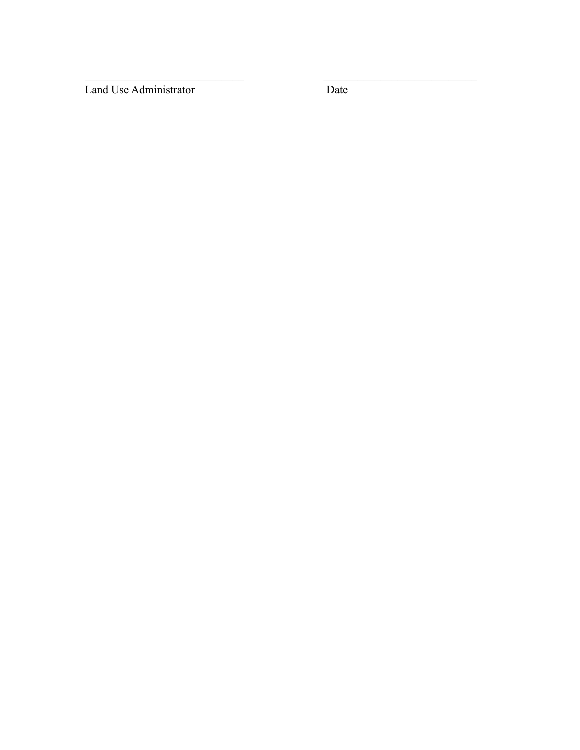\_\_\_\_\_\_\_\_\_\_\_\_\_\_\_\_\_\_\_\_\_\_\_\_\_\_\_\_ \_\_\_\_\_\_\_\_\_\_\_\_\_\_\_\_\_\_\_\_\_\_\_\_\_\_\_\_

Land Use Administrator Date